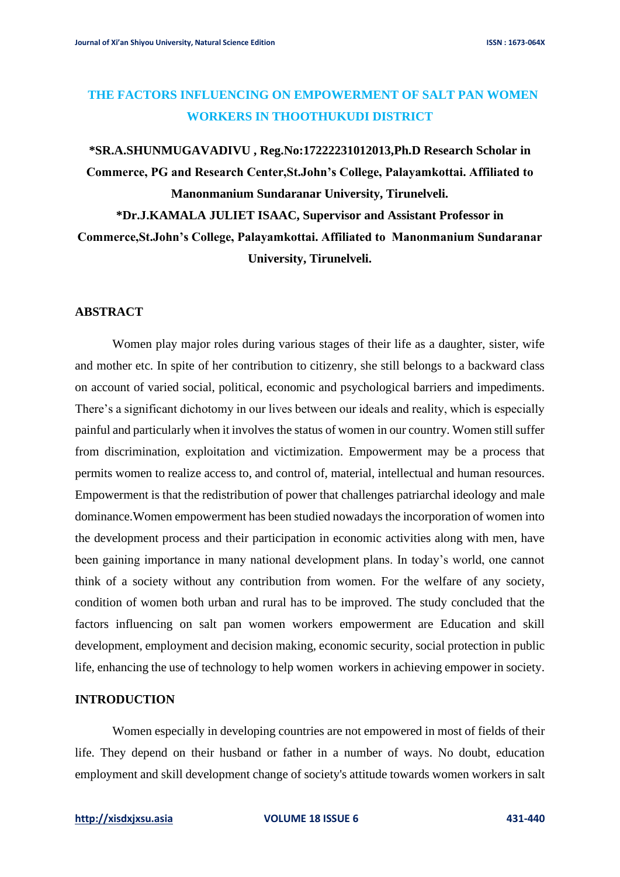# THE FACTORS INFLUENCING ON EMPOWERMENT OF SALT PAN WOMEN WORKERS IN THOOTHUKUDI DISTRICT

**\*SR.A.SHUNMUGAVADIVU , Reg.No:17222231012013,Ph.D Research Scholar in Commerce, PG and Research Center,St.John's College, Palayamkottai. Affiliated to Manonmanium Sundaranar University, Tirunelveli.**

**\*Dr.J.KAMALA JULIET ISAAC, Supervisor and Assistant Professor in Commerce,St.John's College, Palayamkottai. Affiliated to Manonmanium Sundaranar University, Tirunelveli.**

## ABSTRACT

Women play major roles during various stages of their life as a daughter, sister, wife and mother etc. In spite of her contribution to citizenry, she still belongs to a backward class on account of varied social, political, economic and psychological barriers and impediments. There's a significant dichotomy in our lives between our ideals and reality, which is especially painful and particularly when it involves the status of women in our country. Women still suffer from discrimination, exploitation and victimization. Empowerment may be a process that permits women to realize access to, and control of, material, intellectual and human resources. Empowerment is that the redistribution of power that challenges patriarchal ideology and male dominance.Women empowerment has been studied nowadays the incorporation of women into the development process and their participation in economic activities along with men, have been gaining importance in many national development plans. In today's world, one cannot think of a society without any contribution from women. For the welfare of any society, condition of women both urban and rural has to be improved. The study concluded that the factors influencing on salt pan women workers empowerment are Education and skill development, employment and decision making, economic security, social protection in public life, enhancing the use of technology to help women workers in achieving empower in society.

## INTRODUCTION

Women especially in developing countries are not empowered in most of fields of their life. They depend on their husband or father in a number of ways. No doubt, education employment and skill development change of society's attitude towards women workers in salt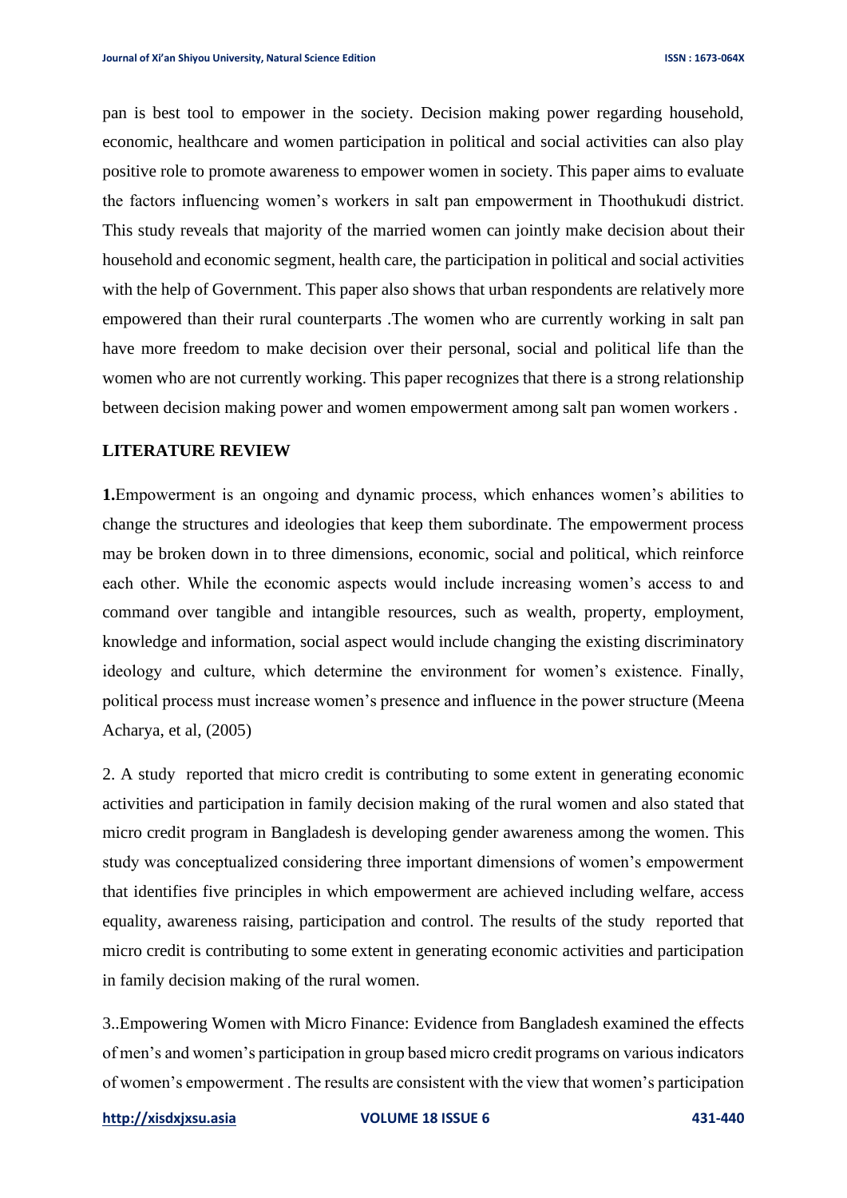pan is best tool to empower in the society. Decision making power regarding household, economic, healthcare and women participation in political and social activities can also play positive role to promote awareness to empower women in society. This paper aims to evaluate the factors influencing women's workers in salt pan empowerment in Thoothukudi district. This study reveals that majority of the married women can jointly make decision about their household and economic segment, health care, the participation in political and social activities with the help of Government. This paper also shows that urban respondents are relatively more empowered than their rural counterparts .The women who are currently working in salt pan have more freedom to make decision over their personal, social and political life than the women who are not currently working. This paper recognizes that there is a strong relationship between decision making power and women empowerment among salt pan women workers .

## LITERATURE REVIEW

**1.**Empowerment is an ongoing and dynamic process, which enhances women's abilities to change the structures and ideologies that keep them subordinate. The empowerment process may be broken down in to three dimensions, economic, social and political, which reinforce each other. While the economic aspects would include increasing women's access to and command over tangible and intangible resources, such as wealth, property, employment, knowledge and information, social aspect would include changing the existing discriminatory ideology and culture, which determine the environment for women's existence. Finally, political process must increase women's presence and influence in the power structure (Meena Acharya, et al, (2005)

2. A study reported that micro credit is contributing to some extent in generating economic activities and participation in family decision making of the rural women and also stated that micro credit program in Bangladesh is developing gender awareness among the women. This study was conceptualized considering three important dimensions of women's empowerment that identifies five principles in which empowerment are achieved including welfare, access equality, awareness raising, participation and control. The results of the study reported that micro credit is contributing to some extent in generating economic activities and participation in family decision making of the rural women.

3..Empowering Women with Micro Finance: Evidence from Bangladesh examined the effects of men's and women's participation in group based micro credit programs on various indicators of women's empowerment . The results are consistent with the view that women's participation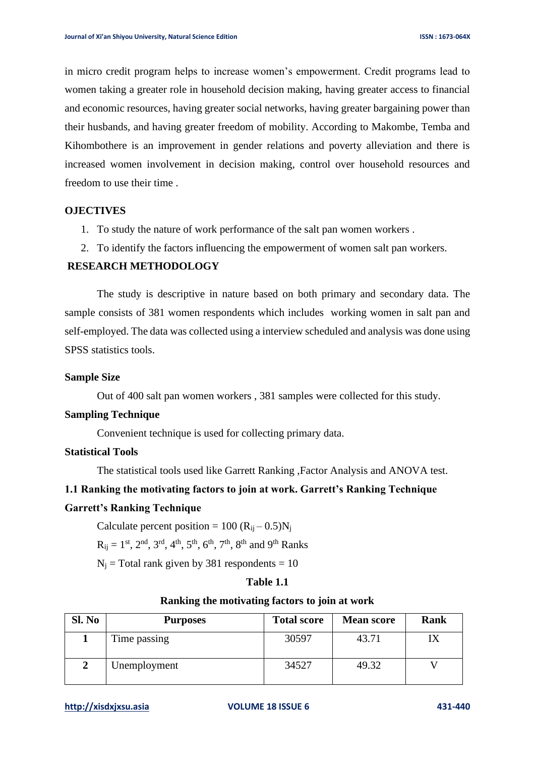in micro credit program helps to increase women's empowerment. Credit programs lead to women taking a greater role in household decision making, having greater access to financial and economic resources, having greater social networks, having greater bargaining power than their husbands, and having greater freedom of mobility. According to Makombe, Temba and Kihombothere is an improvement in gender relations and poverty alleviation and there is increased women involvement in decision making, control over household resources and freedom to use their time .

## OJECTIVES

1. To study the nature of work performance of the salt pan women workers .
2. To identify the factors influencing the empowerment of women salt pan workers.

## RESEARCH METHODOLOGY

The study is descriptive in nature based on both primary and secondary data. The sample consists of 381 women respondents which includes working women in salt pan and self-employed. The data was collected using a interview scheduled and analysis was done using SPSS statistics tools.

### Sample Size

Out of 400 salt pan women workers , 381 samples were collected for this study.

### Sampling Technique

Convenient technique is used for collecting primary data.

### Statistical Tools

The statistical tools used like Garrett Ranking ,Factor Analysis and ANOVA test.

### 1.1 Ranking the motivating factors to join at work. Garrett's Ranking Technique

### Garrett's Ranking Technique

Calculate percent position = $100 (R_{ij} - 0.5)N_j$

$R_{ij}$ = 1st, 2nd, 3rd, 4th, 5th, 6th, 7th, 8th and 9th Ranks

$N_j$ = Total rank given by 381 respondents = 10

**Table 1.1**

**Ranking the motivating factors to join at work**

| Sl. No | Purposes | Total score | Mean score | Rank |
|---|---|---|---|---|
| **1** | Time passing | 30597 | 43.71 | IX |
| **2** | Unemployment | 34527 | 49.32 | V |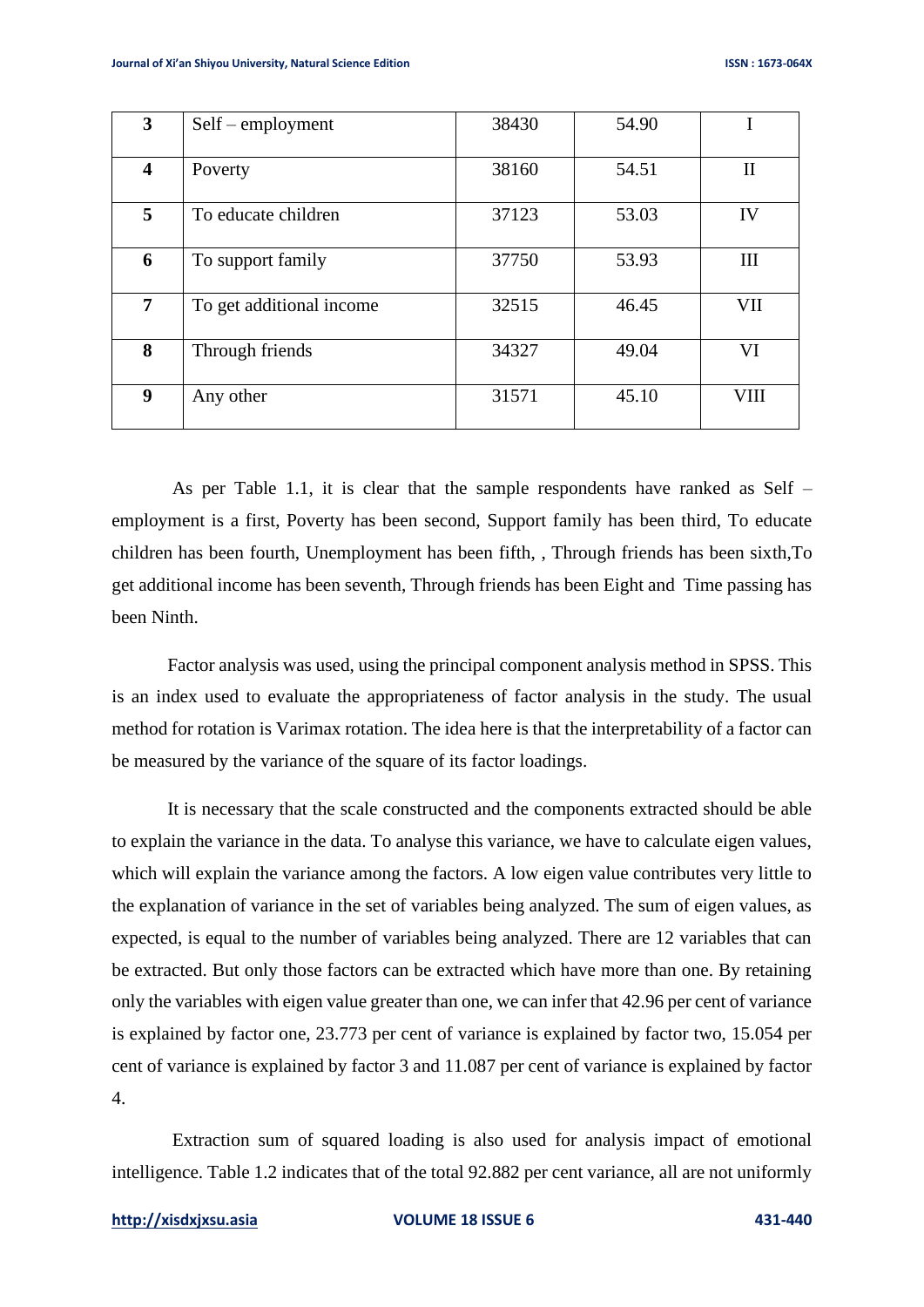| 3 | Self – employment | 38430 | 54.90 | I |
|---|---|---|---|---|
| 4 | Poverty | 38160 | 54.51 | II |
| 5 | To educate children | 37123 | 53.03 | IV |
| 6 | To support family | 37750 | 53.93 | III |
| 7 | To get additional income | 32515 | 46.45 | VII |
| 8 | Through friends | 34327 | 49.04 | VI |
| 9 | Any other | 31571 | 45.10 | VIII |

As per Table 1.1, it is clear that the sample respondents have ranked as Self – employment is a first, Poverty has been second, Support family has been third, To educate children has been fourth, Unemployment has been fifth, , Through friends has been sixth,To get additional income has been seventh, Through friends has been Eight and Time passing has been Ninth.

Factor analysis was used, using the principal component analysis method in SPSS. This is an index used to evaluate the appropriateness of factor analysis in the study. The usual method for rotation is Varimax rotation. The idea here is that the interpretability of a factor can be measured by the variance of the square of its factor loadings.

It is necessary that the scale constructed and the components extracted should be able to explain the variance in the data. To analyse this variance, we have to calculate eigen values, which will explain the variance among the factors. A low eigen value contributes very little to the explanation of variance in the set of variables being analyzed. The sum of eigen values, as expected, is equal to the number of variables being analyzed. There are 12 variables that can be extracted. But only those factors can be extracted which have more than one. By retaining only the variables with eigen value greater than one, we can infer that 42.96 per cent of variance is explained by factor one, 23.773 per cent of variance is explained by factor two, 15.054 per cent of variance is explained by factor 3 and 11.087 per cent of variance is explained by factor 4.

Extraction sum of squared loading is also used for analysis impact of emotional intelligence. Table 1.2 indicates that of the total 92.882 per cent variance, all are not uniformly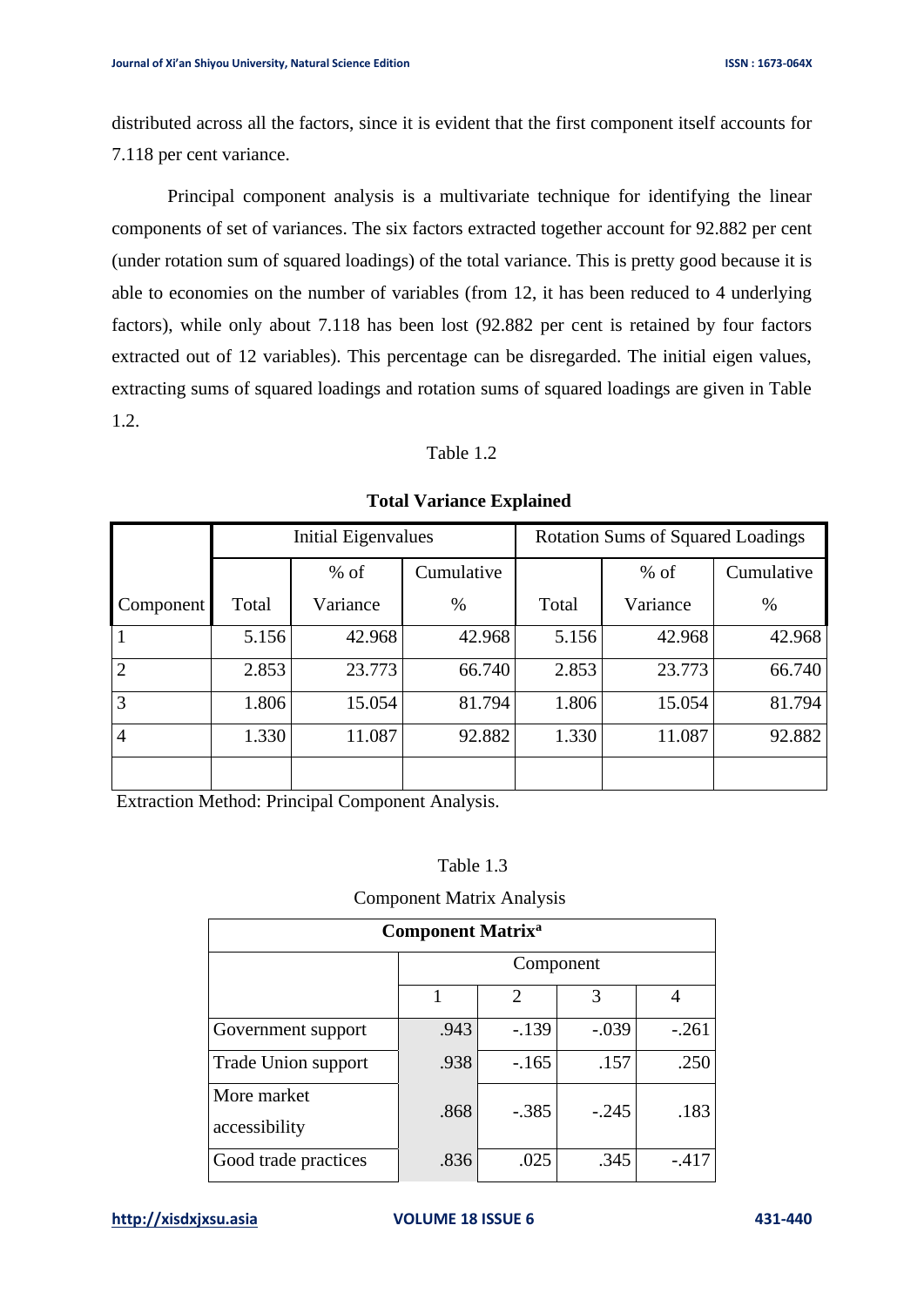distributed across all the factors, since it is evident that the first component itself accounts for 7.118 per cent variance.

Principal component analysis is a multivariate technique for identifying the linear components of set of variances. The six factors extracted together account for 92.882 per cent (under rotation sum of squared loadings) of the total variance. This is pretty good because it is able to economies on the number of variables (from 12, it has been reduced to 4 underlying factors), while only about 7.118 has been lost (92.882 per cent is retained by four factors extracted out of 12 variables). This percentage can be disregarded. The initial eigen values, extracting sums of squared loadings and rotation sums of squared loadings are given in Table 1.2.

Table 1.2

**Total Variance Explained**

| Component | Initial Eigenvalues | | | Rotation Sums of Squared Loadings | | |
|---|---|---|---|---|---|---|
| | Total | % of Variance | Cumulative % | Total | % of Variance | Cumulative % |
| 1 | 5.156 | 42.968 | 42.968 | 5.156 | 42.968 | 42.968 |
| 2 | 2.853 | 23.773 | 66.740 | 2.853 | 23.773 | 66.740 |
| 3 | 1.806 | 15.054 | 81.794 | 1.806 | 15.054 | 81.794 |
| 4 | 1.330 | 11.087 | 92.882 | 1.330 | 11.087 | 92.882 |
| | | | | | | |

Extraction Method: Principal Component Analysis.

Table 1.3

Component Matrix Analysis

**Component Matrix[a]**

| | Component | | | |
|---|---|---|---|---|
| | 1 | 2 | 3 | 4 |
| Government support | .943 | -.139 | -.039 | -.261 |
| Trade Union support | .938 | -.165 | .157 | .250 |
| More market accessibility | .868 | -.385 | -.245 | .183 |
| Good trade practices | .836 | .025 | .345 | -.417 |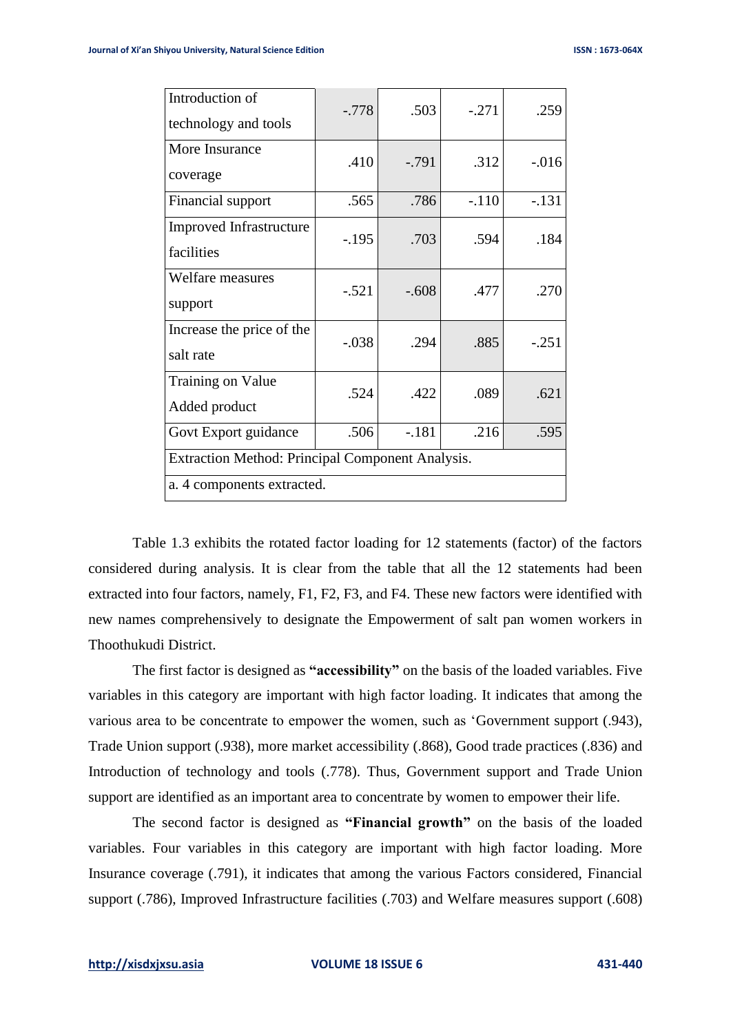| | | | | |
|---|---|---|---|---|
| Introduction of technology and tools | -.778 | .503 | -.271 | .259 |
| More Insurance coverage | .410 | -.791 | .312 | -.016 |
| Financial support | .565 | .786 | -.110 | -.131 |
| Improved Infrastructure facilities | -.195 | .703 | .594 | .184 |
| Welfare measures support | -.521 | -.608 | .477 | .270 |
| Increase the price of the salt rate | -.038 | .294 | .885 | -.251 |
| Training on Value Added product | .524 | .422 | .089 | .621 |
| Govt Export guidance | .506 | -.181 | .216 | .595 |
| Extraction Method: Principal Component Analysis. | | | | |
| a. 4 components extracted. | | | | |

Table 1.3 exhibits the rotated factor loading for 12 statements (factor) of the factors considered during analysis. It is clear from the table that all the 12 statements had been extracted into four factors, namely, F1, F2, F3, and F4. These new factors were identified with new names comprehensively to designate the Empowerment of salt pan women workers in Thoothukudi District.

The first factor is designed as **"accessibility"** on the basis of the loaded variables. Five variables in this category are important with high factor loading. It indicates that among the various area to be concentrate to empower the women, such as 'Government support (.943), Trade Union support (.938), more market accessibility (.868), Good trade practices (.836) and Introduction of technology and tools (.778). Thus, Government support and Trade Union support are identified as an important area to concentrate by women to empower their life.

The second factor is designed as **"Financial growth"** on the basis of the loaded variables. Four variables in this category are important with high factor loading. More Insurance coverage (.791), it indicates that among the various Factors considered, Financial support (.786), Improved Infrastructure facilities (.703) and Welfare measures support (.608)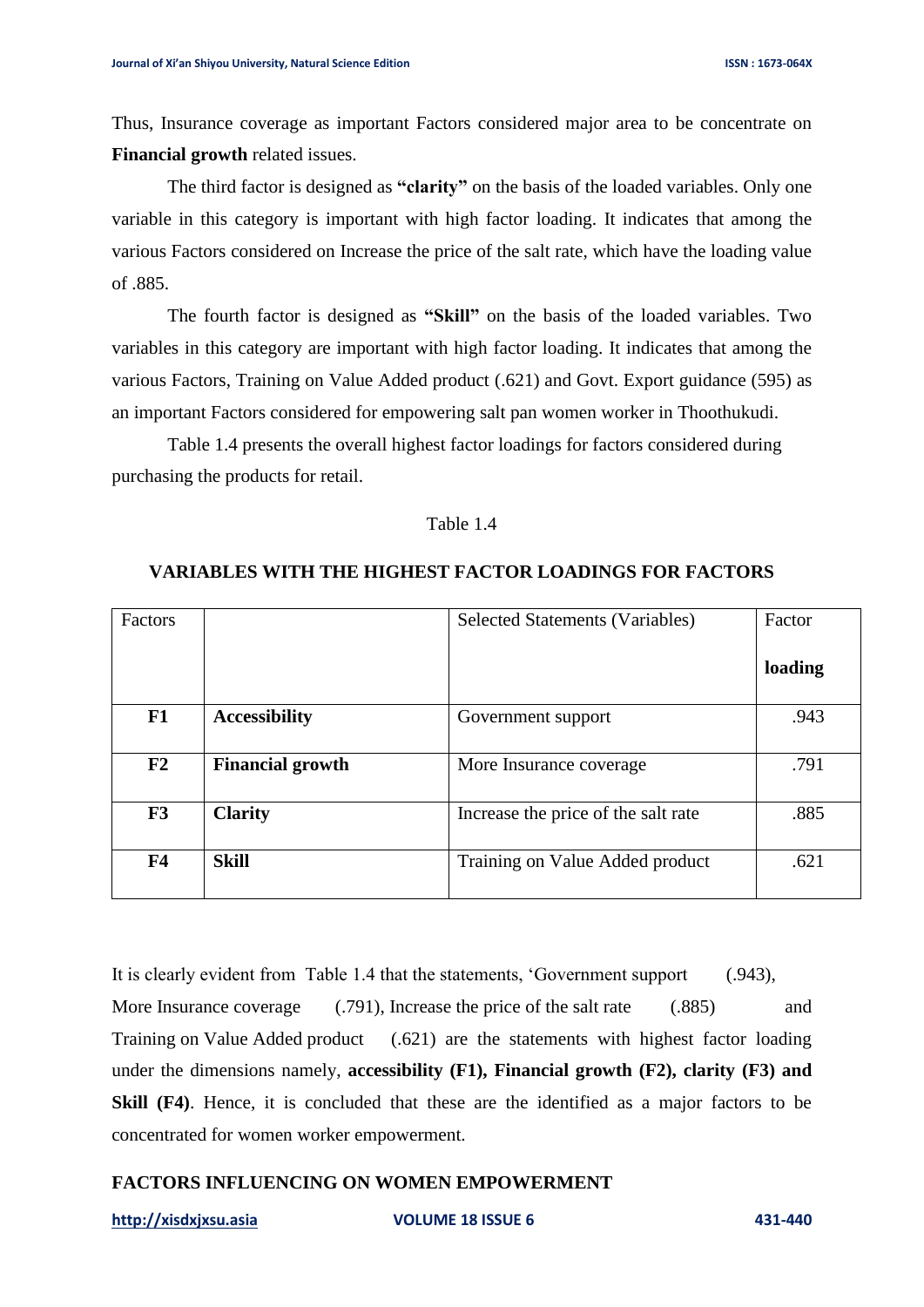Thus, Insurance coverage as important Factors considered major area to be concentrate on **Financial growth** related issues.

The third factor is designed as **"clarity"** on the basis of the loaded variables. Only one variable in this category is important with high factor loading. It indicates that among the various Factors considered on Increase the price of the salt rate, which have the loading value of .885.

The fourth factor is designed as **"Skill"** on the basis of the loaded variables. Two variables in this category are important with high factor loading. It indicates that among the various Factors, Training on Value Added product (.621) and Govt. Export guidance (595) as an important Factors considered for empowering salt pan women worker in Thoothukudi.

Table 1.4 presents the overall highest factor loadings for factors considered during purchasing the products for retail.

Table 1.4

**VARIABLES WITH THE HIGHEST FACTOR LOADINGS FOR FACTORS**

| Factors | | Selected Statements (Variables) | Factor **loading** |
|---|---|---|---|
| **F1** | **Accessibility** | Government support | .943 |
| **F2** | **Financial growth** | More Insurance coverage | .791 |
| **F3** | **Clarity** | Increase the price of the salt rate | .885 |
| **F4** | **Skill** | Training on Value Added product | .621 |

It is clearly evident from Table 1.4 that the statements, 'Government support (.943), More Insurance coverage (.791), Increase the price of the salt rate (.885) and Training on Value Added product (.621) are the statements with highest factor loading under the dimensions namely, **accessibility (F1), Financial growth (F2), clarity (F3) and Skill (F4)**. Hence, it is concluded that these are the identified as a major factors to be concentrated for women worker empowerment.

## FACTORS INFLUENCING ON WOMEN EMPOWERMENT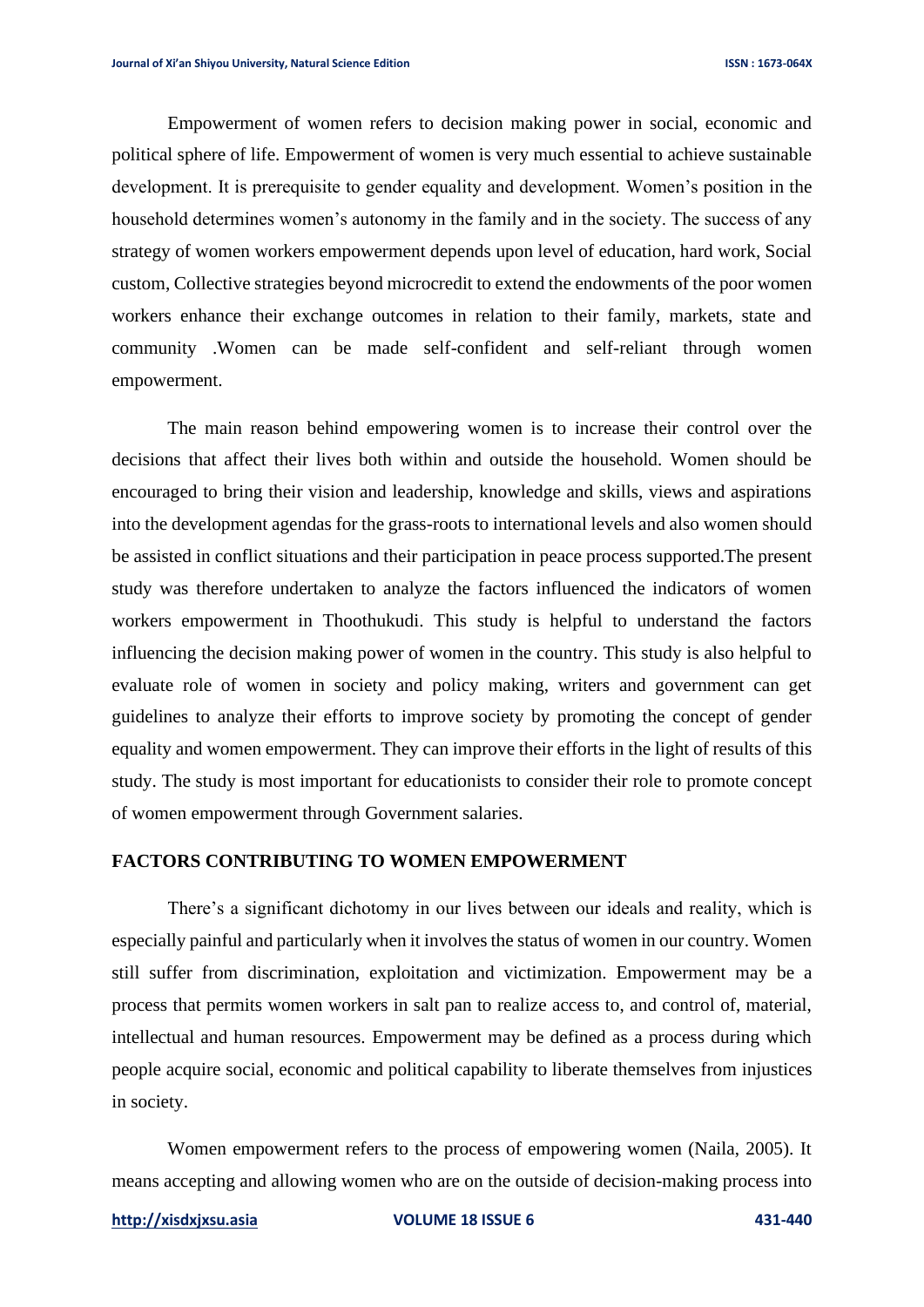Empowerment of women refers to decision making power in social, economic and political sphere of life. Empowerment of women is very much essential to achieve sustainable development. It is prerequisite to gender equality and development. Women's position in the household determines women's autonomy in the family and in the society. The success of any strategy of women workers empowerment depends upon level of education, hard work, Social custom, Collective strategies beyond microcredit to extend the endowments of the poor women workers enhance their exchange outcomes in relation to their family, markets, state and community .Women can be made self-confident and self-reliant through women empowerment.

The main reason behind empowering women is to increase their control over the decisions that affect their lives both within and outside the household. Women should be encouraged to bring their vision and leadership, knowledge and skills, views and aspirations into the development agendas for the grass-roots to international levels and also women should be assisted in conflict situations and their participation in peace process supported.The present study was therefore undertaken to analyze the factors influenced the indicators of women workers empowerment in Thoothukudi. This study is helpful to understand the factors influencing the decision making power of women in the country. This study is also helpful to evaluate role of women in society and policy making, writers and government can get guidelines to analyze their efforts to improve society by promoting the concept of gender equality and women empowerment. They can improve their efforts in the light of results of this study. The study is most important for educationists to consider their role to promote concept of women empowerment through Government salaries.

## FACTORS CONTRIBUTING TO WOMEN EMPOWERMENT

There's a significant dichotomy in our lives between our ideals and reality, which is especially painful and particularly when it involves the status of women in our country. Women still suffer from discrimination, exploitation and victimization. Empowerment may be a process that permits women workers in salt pan to realize access to, and control of, material, intellectual and human resources. Empowerment may be defined as a process during which people acquire social, economic and political capability to liberate themselves from injustices in society.

Women empowerment refers to the process of empowering women (Naila, 2005). It means accepting and allowing women who are on the outside of decision-making process into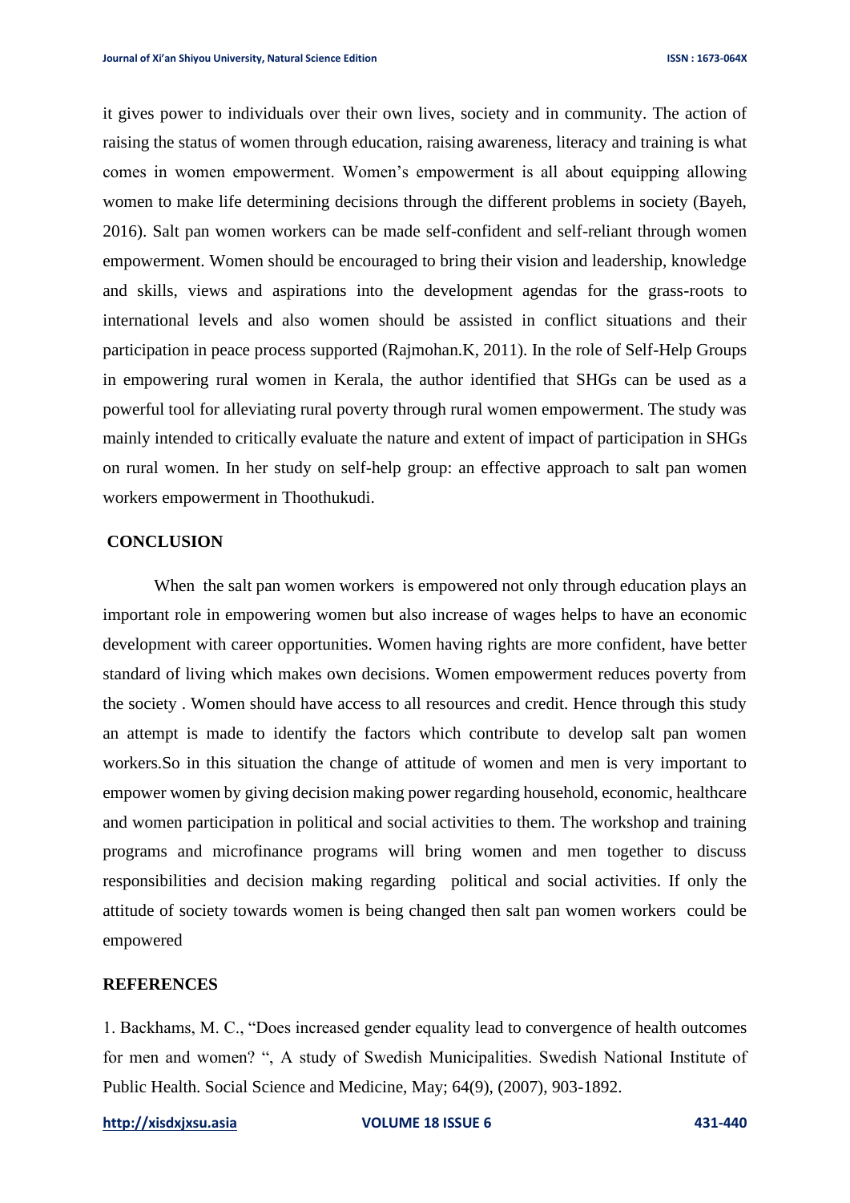it gives power to individuals over their own lives, society and in community. The action of raising the status of women through education, raising awareness, literacy and training is what comes in women empowerment. Women's empowerment is all about equipping allowing women to make life determining decisions through the different problems in society (Bayeh, 2016). Salt pan women workers can be made self-confident and self-reliant through women empowerment. Women should be encouraged to bring their vision and leadership, knowledge and skills, views and aspirations into the development agendas for the grass-roots to international levels and also women should be assisted in conflict situations and their participation in peace process supported (Rajmohan.K, 2011). In the role of Self-Help Groups in empowering rural women in Kerala, the author identified that SHGs can be used as a powerful tool for alleviating rural poverty through rural women empowerment. The study was mainly intended to critically evaluate the nature and extent of impact of participation in SHGs on rural women. In her study on self-help group: an effective approach to salt pan women workers empowerment in Thoothukudi.

## CONCLUSION

When the salt pan women workers is empowered not only through education plays an important role in empowering women but also increase of wages helps to have an economic development with career opportunities. Women having rights are more confident, have better standard of living which makes own decisions. Women empowerment reduces poverty from the society . Women should have access to all resources and credit. Hence through this study an attempt is made to identify the factors which contribute to develop salt pan women workers.So in this situation the change of attitude of women and men is very important to empower women by giving decision making power regarding household, economic, healthcare and women participation in political and social activities to them. The workshop and training programs and microfinance programs will bring women and men together to discuss responsibilities and decision making regarding political and social activities. If only the attitude of society towards women is being changed then salt pan women workers could be empowered

## REFERENCES

1. Backhams, M. C., "Does increased gender equality lead to convergence of health outcomes for men and women? ", A study of Swedish Municipalities. Swedish National Institute of Public Health. Social Science and Medicine, May; 64(9), (2007), 903-1892.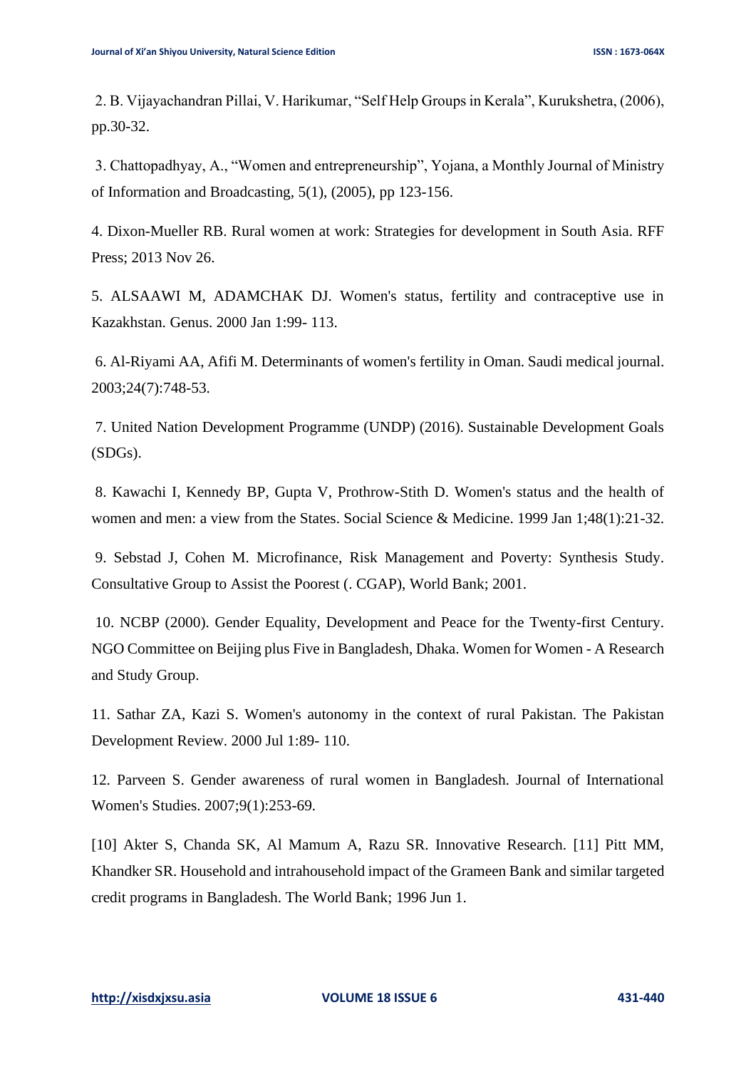2. B. Vijayachandran Pillai, V. Harikumar, “Self Help Groups in Kerala”, Kurukshetra, (2006), pp.30-32.

3. Chattopadhyay, A., “Women and entrepreneurship”, Yojana, a Monthly Journal of Ministry of Information and Broadcasting, 5(1), (2005), pp 123-156.

4. Dixon-Mueller RB. Rural women at work: Strategies for development in South Asia. RFF Press; 2013 Nov 26.

5. ALSAAWI M, ADAMCHAK DJ. Women's status, fertility and contraceptive use in Kazakhstan. Genus. 2000 Jan 1:99- 113.

6. Al-Riyami AA, Afifi M. Determinants of women's fertility in Oman. Saudi medical journal. 2003;24(7):748-53.

7. United Nation Development Programme (UNDP) (2016). Sustainable Development Goals (SDGs).

8. Kawachi I, Kennedy BP, Gupta V, Prothrow-Stith D. Women's status and the health of women and men: a view from the States. Social Science & Medicine. 1999 Jan 1;48(1):21-32.

9. Sebstad J, Cohen M. Microfinance, Risk Management and Poverty: Synthesis Study. Consultative Group to Assist the Poorest (. CGAP), World Bank; 2001.

10. NCBP (2000). Gender Equality, Development and Peace for the Twenty-first Century. NGO Committee on Beijing plus Five in Bangladesh, Dhaka. Women for Women - A Research and Study Group.

11. Sathar ZA, Kazi S. Women's autonomy in the context of rural Pakistan. The Pakistan Development Review. 2000 Jul 1:89- 110.

12. Parveen S. Gender awareness of rural women in Bangladesh. Journal of International Women's Studies. 2007;9(1):253-69.

[10] Akter S, Chanda SK, Al Mamum A, Razu SR. Innovative Research. [11] Pitt MM, Khandker SR. Household and intrahousehold impact of the Grameen Bank and similar targeted credit programs in Bangladesh. The World Bank; 1996 Jun 1.